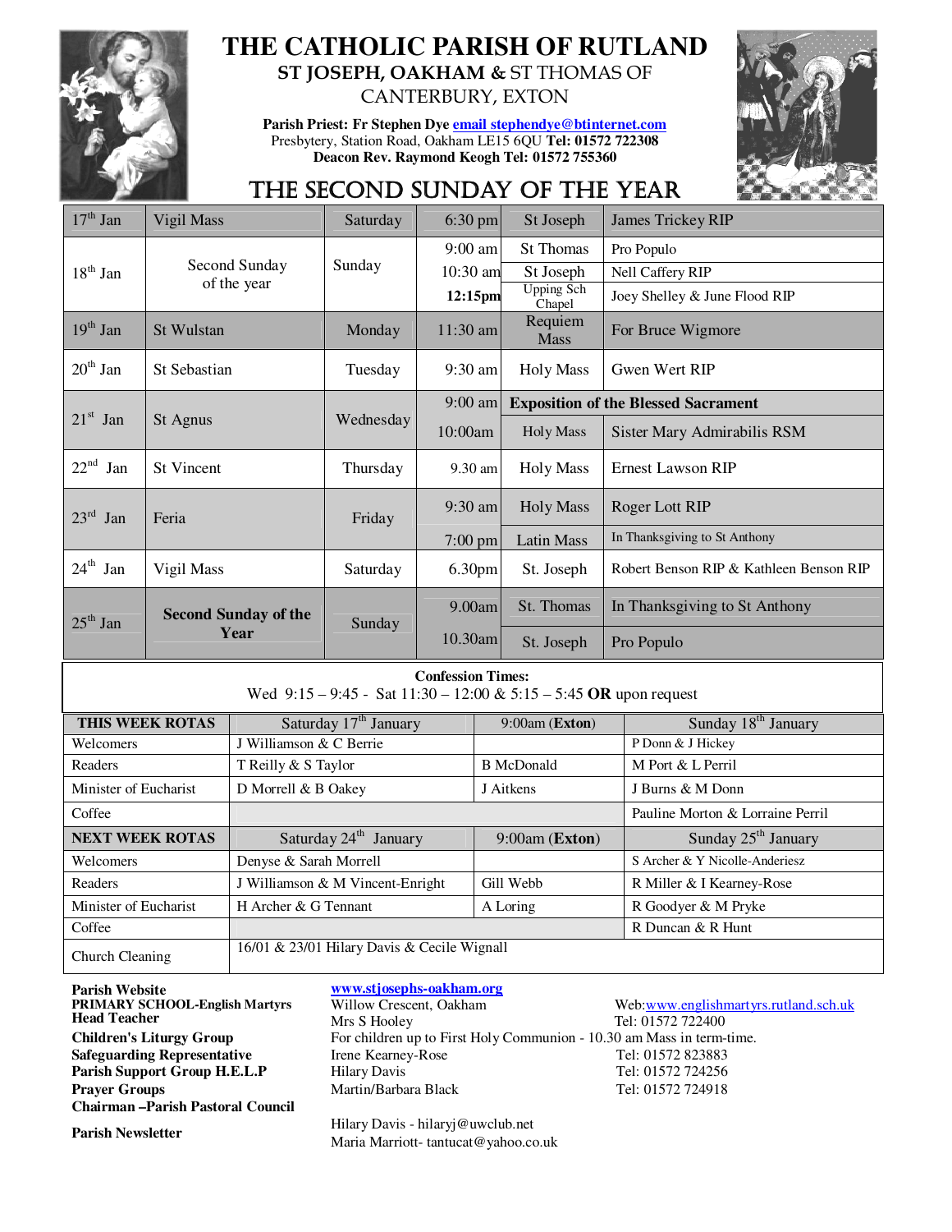# THE CATHOLIC PARISH OF RUTLAND

## ST JOSEPH, OAKHAM & ST THOMAS OF CANTERBURY, EXTON

**Parish Priest: Fr Stephen Dye** email stephendye@btinternet.com
Presbytery, Station Road, Oakham LE15 6QU **Tel: 01572 722308**
**Deacon Rev. Raymond Keogh Tel: 01572 755360**

## THE SECOND SUNDAY OF THE YEAR

| Date | Feast | Day | Time | Place/Service | Intention |
|---|---|---|---|---|---|
| 17th Jan | Vigil Mass | Saturday | 6:30 pm | St Joseph | James Trickey RIP |
| 18th Jan | Second Sunday of the year | Sunday | 9:00 am | St Thomas | Pro Populo |
| | | | 10:30 am | St Joseph | Nell Caffery RIP |
| | | | **12:15pm** | Upping Sch Chapel | Joey Shelley & June Flood RIP |
| 19th Jan | St Wulstan | Monday | 11:30 am | Requiem Mass | For Bruce Wigmore |
| 20th Jan | St Sebastian | Tuesday | 9:30 am | Holy Mass | Gwen Wert RIP |
| 21st Jan | St Agnus | Wednesday | 9:00 am | **Exposition of the Blessed Sacrament** | |
| | | | 10:00am | Holy Mass | Sister Mary Admirabilis RSM |
| 22nd Jan | St Vincent | Thursday | 9.30 am | Holy Mass | Ernest Lawson RIP |
| 23rd Jan | Feria | Friday | 9:30 am | Holy Mass | Roger Lott RIP |
| | | | 7:00 pm | Latin Mass | In Thanksgiving to St Anthony |
| 24th Jan | Vigil Mass | Saturday | 6.30pm | St. Joseph | Robert Benson RIP & Kathleen Benson RIP |
| 25th Jan | **Second Sunday of the Year** | Sunday | 9.00am | St. Thomas | In Thanksgiving to St Anthony |
| | | | 10.30am | St. Joseph | Pro Populo |

**Confession Times:**
Wed 9:15 – 9:45 - Sat 11:30 – 12:00 & 5:15 – 5:45 **OR** upon request

| **THIS WEEK ROTAS** | Saturday 17th January | 9:00am (**Exton**) | Sunday 18th January |
|---|---|---|---|
| Welcomers | J Williamson & C Berrie | | P Donn & J Hickey |
| Readers | T Reilly & S Taylor | B McDonald | M Port & L Perril |
| Minister of Eucharist | D Morrell & B Oakey | J Aitkens | J Burns & M Donn |
| Coffee | | | Pauline Morton & Lorraine Perril |
| **NEXT WEEK ROTAS** | Saturday 24th January | 9:00am (**Exton**) | Sunday 25th January |
| Welcomers | Denyse & Sarah Morrell | | S Archer & Y Nicolle-Anderiesz |
| Readers | J Williamson & M Vincent-Enright | Gill Webb | R Miller & I Kearney-Rose |
| Minister of Eucharist | H Archer & G Tennant | A Loring | R Goodyer & M Pryke |
| Coffee | | | R Duncan & R Hunt |
| Church Cleaning | 16/01 & 23/01 Hilary Davis & Cecile Wignall | | |

**Parish Website** www.stjosephs-oakham.org
**PRIMARY SCHOOL-English Martyrs** Willow Crescent, Oakham — Web: www.englishmartyrs.rutland.sch.uk
**Head Teacher** Mrs S Hooley — Tel: 01572 722400
**Children's Liturgy Group** For children up to First Holy Communion - 10.30 am Mass in term-time.
**Safeguarding Representative** Irene Kearney-Rose — Tel: 01572 823883
**Parish Support Group H.E.L.P** Hilary Davis — Tel: 01572 724256
**Prayer Groups** Martin/Barbara Black — Tel: 01572 724918
**Chairman –Parish Pastoral Council**
**Parish Newsletter** Hilary Davis - hilaryj@uwclub.net
Maria Marriott- tantucat@yahoo.co.uk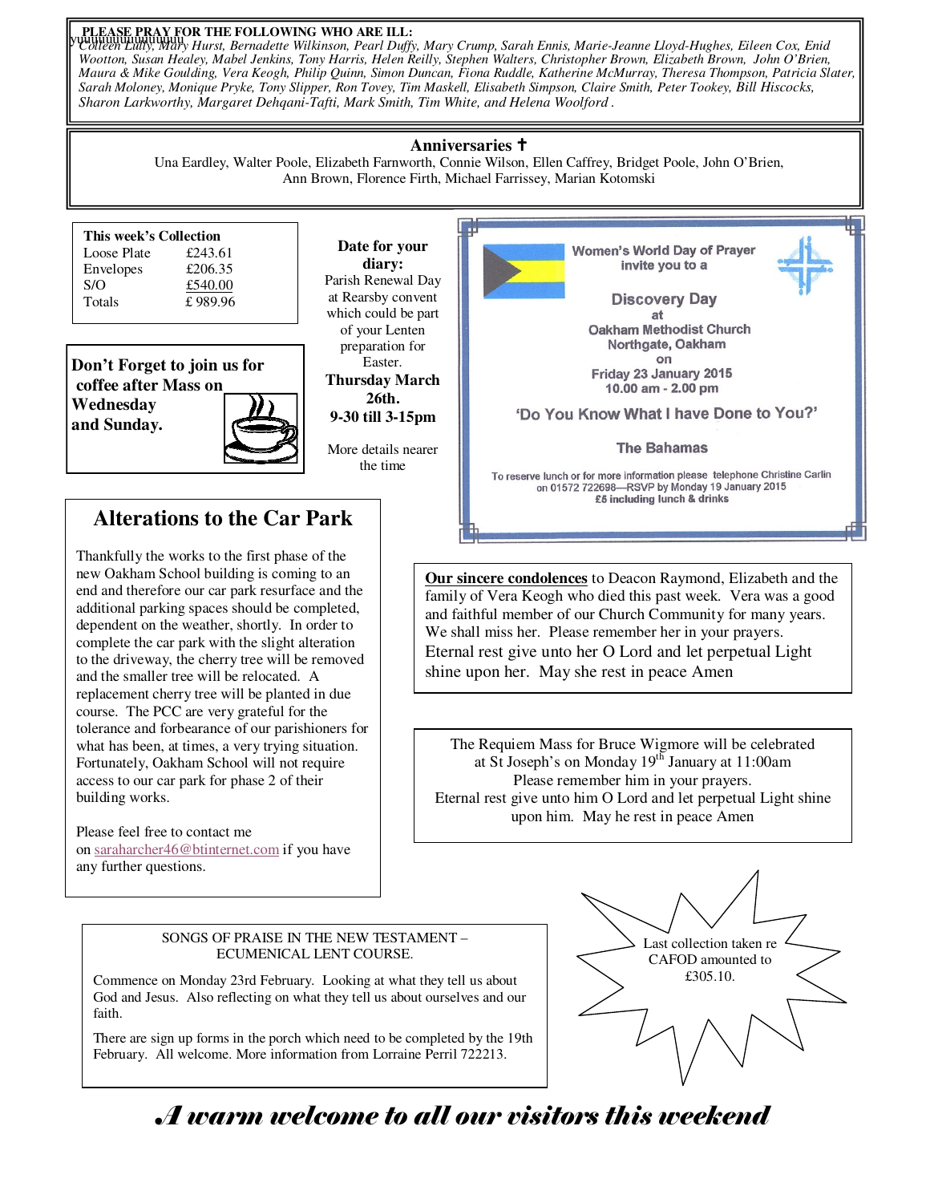**PLEASE PRAY FOR THE FOLLOWING WHO ARE ILL:**

*Colleen Lilly, Mary Hurst, Bernadette Wilkinson, Pearl Duffy, Mary Crump, Sarah Ennis, Marie-Jeanne Lloyd-Hughes, Eileen Cox, Enid Wootton, Susan Healey, Mabel Jenkins, Tony Harris, Helen Reilly, Stephen Walters, Christopher Brown, Elizabeth Brown, John O'Brien, Maura & Mike Goulding, Vera Keogh, Philip Quinn, Simon Duncan, Fiona Ruddle, Katherine McMurray, Theresa Thompson, Patricia Slater, Sarah Moloney, Monique Pryke, Tony Slipper, Ron Tovey, Tim Maskell, Elisabeth Simpson, Claire Smith, Peter Tookey, Bill Hiscocks, Sharon Larkworthy, Margaret Dehqani-Tafti, Mark Smith, Tim White, and Helena Woolford .*

**Anniversaries ✝**

Una Eardley, Walter Poole, Elizabeth Farnworth, Connie Wilson, Ellen Caffrey, Bridget Poole, John O'Brien, Ann Brown, Florence Firth, Michael Farrissey, Marian Kotomski

**This week's Collection**

| | |
|---|---|
| Loose Plate | £243.61 |
| Envelopes | £206.35 |
| S/O | £540.00 |
| Totals | £ 989.96 |

**Don't Forget to join us for coffee after Mass on Wednesday and Sunday.**

**Date for your diary:**

Parish Renewal Day at Rearsby convent which could be part of your Lenten preparation for Easter.

**Thursday March 26th.**

**9-30 till 3-15pm**

More details nearer the time

**Women's World Day of Prayer invite you to a**

**Discovery Day**

**at**

**Oakham Methodist Church**

**Northgate, Oakham**

**on**

**Friday 23 January 2015**

**10.00 am - 2.00 pm**

**'Do You Know What I have Done to You?'**

**The Bahamas**

To reserve lunch or for more information please telephone Christine Carlin on 01572 722698—RSVP by Monday 19 January 2015

£5 including lunch & drinks

## Alterations to the Car Park

Thankfully the works to the first phase of the new Oakham School building is coming to an end and therefore our car park resurface and the additional parking spaces should be completed, dependent on the weather, shortly. In order to complete the car park with the slight alteration to the driveway, the cherry tree will be removed and the smaller tree will be relocated. A replacement cherry tree will be planted in due course. The PCC are very grateful for the tolerance and forbearance of our parishioners for what has been, at times, a very trying situation. Fortunately, Oakham School will not require access to our car park for phase 2 of their building works.

Please feel free to contact me on saraharcher46@btinternet.com if you have any further questions.

**Our sincere condolences** to Deacon Raymond, Elizabeth and the family of Vera Keogh who died this past week. Vera was a good and faithful member of our Church Community for many years. We shall miss her. Please remember her in your prayers.
Eternal rest give unto her O Lord and let perpetual Light shine upon her. May she rest in peace Amen

The Requiem Mass for Bruce Wigmore will be celebrated at St Joseph's on Monday 19th January at 11:00am
Please remember him in your prayers.
Eternal rest give unto him O Lord and let perpetual Light shine upon him. May he rest in peace Amen

SONGS OF PRAISE IN THE NEW TESTAMENT – ECUMENICAL LENT COURSE.

Commence on Monday 23rd February. Looking at what they tell us about God and Jesus. Also reflecting on what they tell us about ourselves and our faith.

There are sign up forms in the porch which need to be completed by the 19th February. All welcome. More information from Lorraine Perril 722213.

Last collection taken re CAFOD amounted to £305.10.

***A warm welcome to all our visitors this weekend***